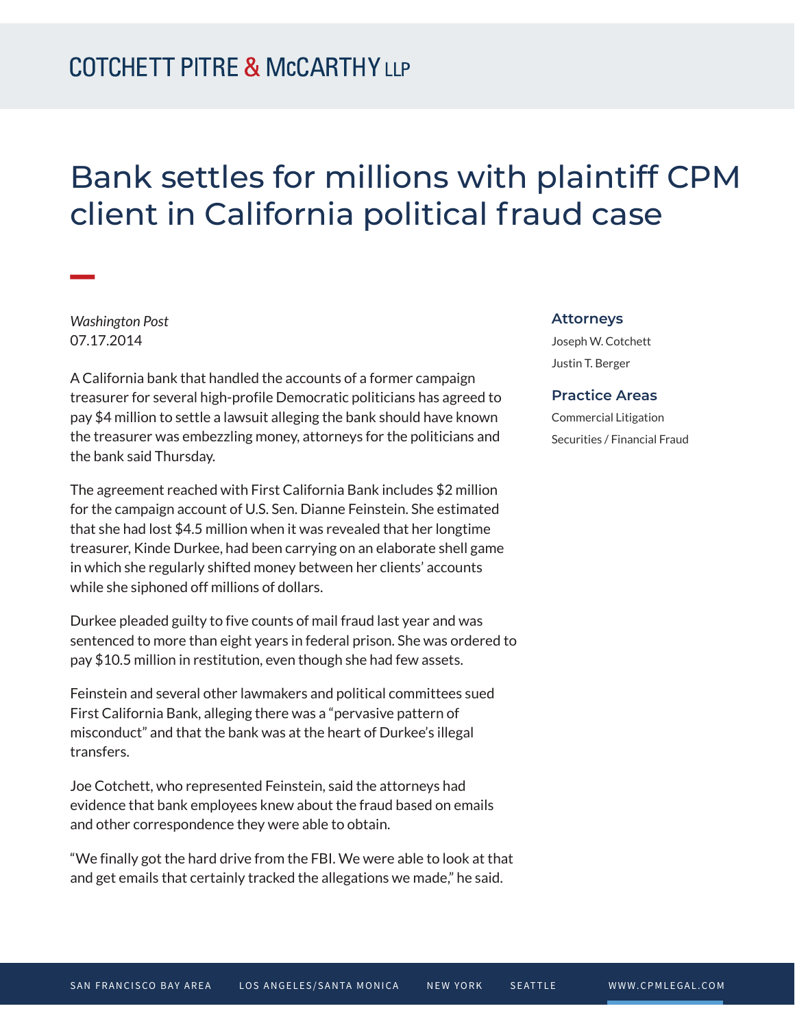# Bank settles for millions with plaintiff CPM client in California political fraud case

*Washington Post*
07.17.2014

A California bank that handled the accounts of a former campaign treasurer for several high-profile Democratic politicians has agreed to pay $4 million to settle a lawsuit alleging the bank should have known the treasurer was embezzling money, attorneys for the politicians and the bank said Thursday.

The agreement reached with First California Bank includes $2 million for the campaign account of U.S. Sen. Dianne Feinstein. She estimated that she had lost $4.5 million when it was revealed that her longtime treasurer, Kinde Durkee, had been carrying on an elaborate shell game in which she regularly shifted money between her clients' accounts while she siphoned off millions of dollars.

Durkee pleaded guilty to five counts of mail fraud last year and was sentenced to more than eight years in federal prison. She was ordered to pay $10.5 million in restitution, even though she had few assets.

Feinstein and several other lawmakers and political committees sued First California Bank, alleging there was a "pervasive pattern of misconduct" and that the bank was at the heart of Durkee's illegal transfers.

Joe Cotchett, who represented Feinstein, said the attorneys had evidence that bank employees knew about the fraud based on emails and other correspondence they were able to obtain.

"We finally got the hard drive from the FBI. We were able to look at that and get emails that certainly tracked the allegations we made," he said.

### Attorneys

Joseph W. Cotchett

Justin T. Berger

### Practice Areas

Commercial Litigation

Securities / Financial Fraud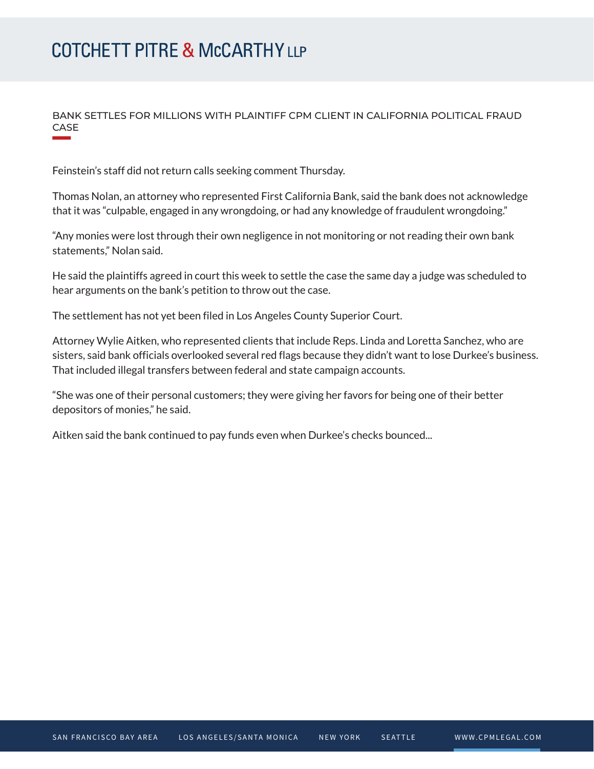BANK SETTLES FOR MILLIONS WITH PLAINTIFF CPM CLIENT IN CALIFORNIA POLITICAL FRAUD CASE

Feinstein's staff did not return calls seeking comment Thursday.

Thomas Nolan, an attorney who represented First California Bank, said the bank does not acknowledge that it was "culpable, engaged in any wrongdoing, or had any knowledge of fraudulent wrongdoing."

"Any monies were lost through their own negligence in not monitoring or not reading their own bank statements," Nolan said.

He said the plaintiffs agreed in court this week to settle the case the same day a judge was scheduled to hear arguments on the bank's petition to throw out the case.

The settlement has not yet been filed in Los Angeles County Superior Court.

Attorney Wylie Aitken, who represented clients that include Reps. Linda and Loretta Sanchez, who are sisters, said bank officials overlooked several red flags because they didn't want to lose Durkee's business. That included illegal transfers between federal and state campaign accounts.

"She was one of their personal customers; they were giving her favors for being one of their better depositors of monies," he said.

Aitken said the bank continued to pay funds even when Durkee's checks bounced...